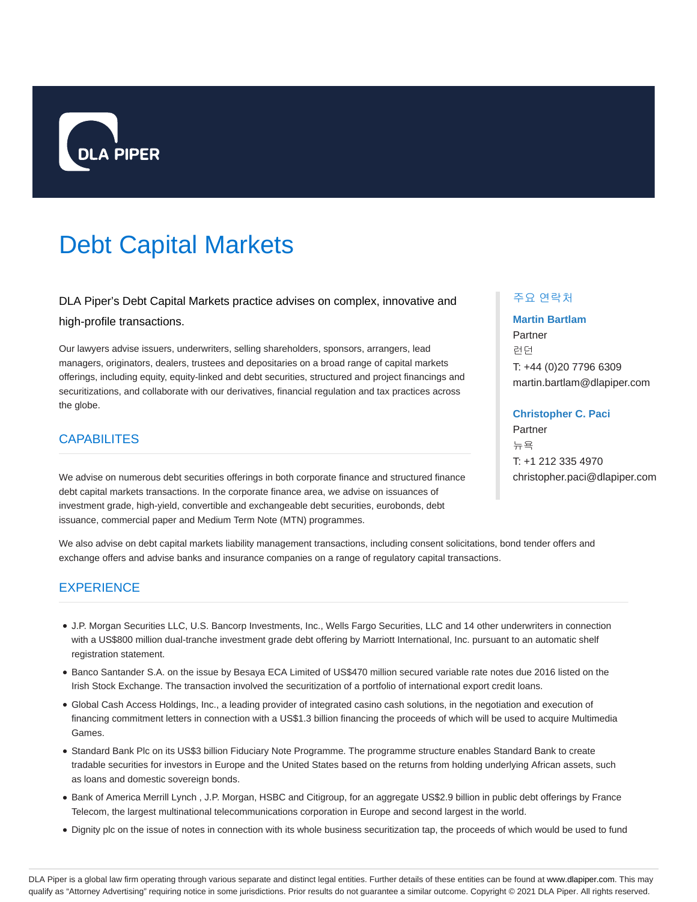DLA PIPER

# Debt Capital Markets

DLA Piper's Debt Capital Markets practice advises on complex, innovative and high-profile transactions.

Our lawyers advise issuers, underwriters, selling shareholders, sponsors, arrangers, lead managers, originators, dealers, trustees and depositaries on a broad range of capital markets offerings, including equity, equity-linked and debt securities, structured and project financings and securitizations, and collaborate with our derivatives, financial regulation and tax practices across the globe.

### 주요 연락처

**Martin Bartlam**
Partner
런던
T: +44 (0)20 7796 6309
martin.bartlam@dlapiper.com

**Christopher C. Paci**
Partner
뉴욕
T: +1 212 335 4970
christopher.paci@dlapiper.com

## CAPABILITES

We advise on numerous debt securities offerings in both corporate finance and structured finance debt capital markets transactions. In the corporate finance area, we advise on issuances of investment grade, high-yield, convertible and exchangeable debt securities, eurobonds, debt issuance, commercial paper and Medium Term Note (MTN) programmes.

We also advise on debt capital markets liability management transactions, including consent solicitations, bond tender offers and exchange offers and advise banks and insurance companies on a range of regulatory capital transactions.

## EXPERIENCE

- J.P. Morgan Securities LLC, U.S. Bancorp Investments, Inc., Wells Fargo Securities, LLC and 14 other underwriters in connection with a US$800 million dual-tranche investment grade debt offering by Marriott International, Inc. pursuant to an automatic shelf registration statement.
- Banco Santander S.A. on the issue by Besaya ECA Limited of US$470 million secured variable rate notes due 2016 listed on the Irish Stock Exchange. The transaction involved the securitization of a portfolio of international export credit loans.
- Global Cash Access Holdings, Inc., a leading provider of integrated casino cash solutions, in the negotiation and execution of financing commitment letters in connection with a US$1.3 billion financing the proceeds of which will be used to acquire Multimedia Games.
- Standard Bank Plc on its US$3 billion Fiduciary Note Programme. The programme structure enables Standard Bank to create tradable securities for investors in Europe and the United States based on the returns from holding underlying African assets, such as loans and domestic sovereign bonds.
- Bank of America Merrill Lynch , J.P. Morgan, HSBC and Citigroup, for an aggregate US$2.9 billion in public debt offerings by France Telecom, the largest multinational telecommunications corporation in Europe and second largest in the world.
- Dignity plc on the issue of notes in connection with its whole business securitization tap, the proceeds of which would be used to fund

DLA Piper is a global law firm operating through various separate and distinct legal entities. Further details of these entities can be found at www.dlapiper.com. This may qualify as "Attorney Advertising" requiring notice in some jurisdictions. Prior results do not guarantee a similar outcome. Copyright © 2021 DLA Piper. All rights reserved.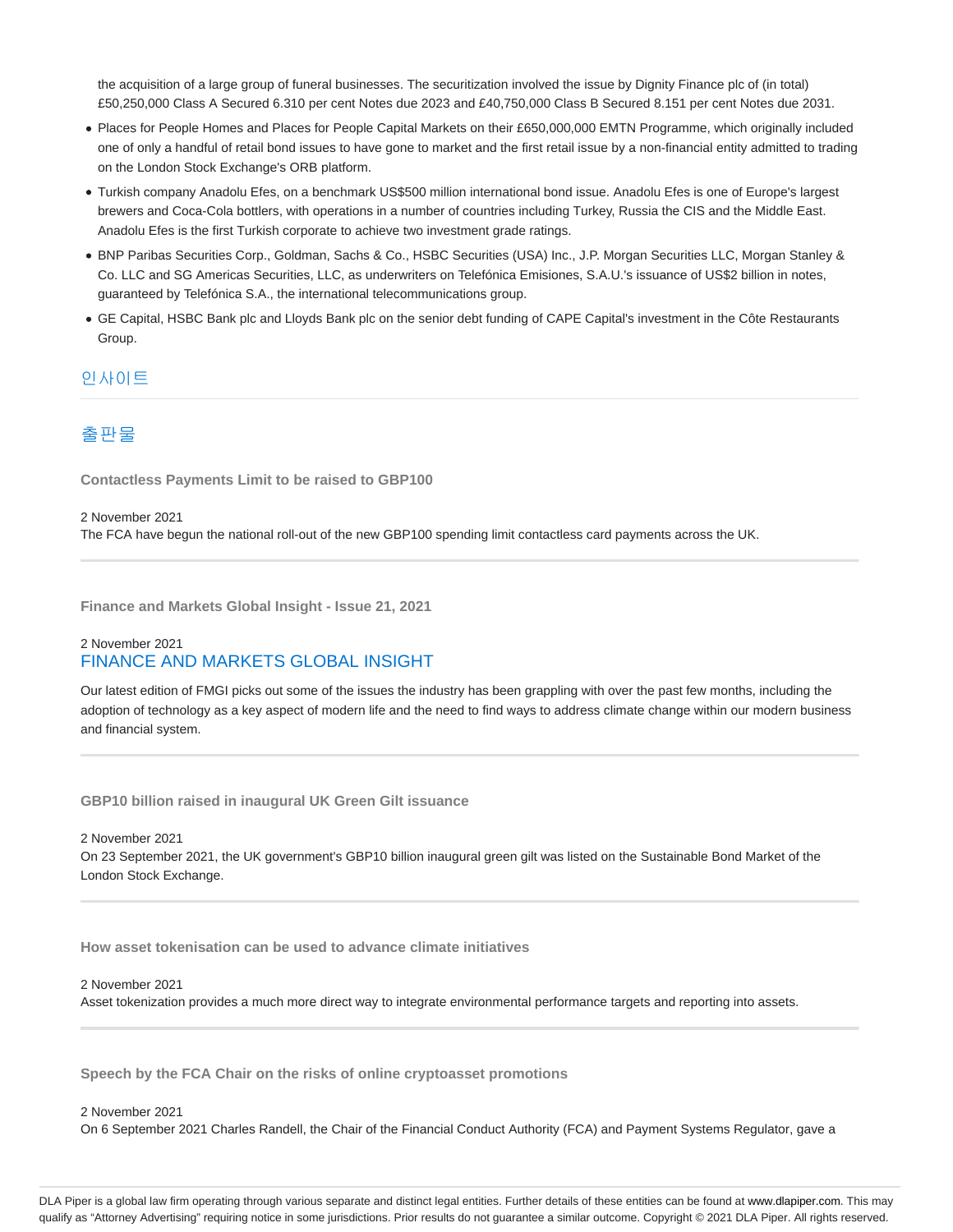the acquisition of a large group of funeral businesses. The securitization involved the issue by Dignity Finance plc of (in total) £50,250,000 Class A Secured 6.310 per cent Notes due 2023 and £40,750,000 Class B Secured 8.151 per cent Notes due 2031.

- Places for People Homes and Places for People Capital Markets on their £650,000,000 EMTN Programme, which originally included one of only a handful of retail bond issues to have gone to market and the first retail issue by a non-financial entity admitted to trading on the London Stock Exchange's ORB platform.
- Turkish company Anadolu Efes, on a benchmark US$500 million international bond issue. Anadolu Efes is one of Europe's largest brewers and Coca-Cola bottlers, with operations in a number of countries including Turkey, Russia the CIS and the Middle East. Anadolu Efes is the first Turkish corporate to achieve two investment grade ratings.
- BNP Paribas Securities Corp., Goldman, Sachs & Co., HSBC Securities (USA) Inc., J.P. Morgan Securities LLC, Morgan Stanley & Co. LLC and SG Americas Securities, LLC, as underwriters on Telefónica Emisiones, S.A.U.'s issuance of US$2 billion in notes, guaranteed by Telefónica S.A., the international telecommunications group.
- GE Capital, HSBC Bank plc and Lloyds Bank plc on the senior debt funding of CAPE Capital's investment in the Côte Restaurants Group.

## 인사이트

## 출판물

**Contactless Payments Limit to be raised to GBP100**

2 November 2021
The FCA have begun the national roll-out of the new GBP100 spending limit contactless card payments across the UK.

---

**Finance and Markets Global Insight - Issue 21, 2021**

2 November 2021
FINANCE AND MARKETS GLOBAL INSIGHT

Our latest edition of FMGI picks out some of the issues the industry has been grappling with over the past few months, including the adoption of technology as a key aspect of modern life and the need to find ways to address climate change within our modern business and financial system.

---

**GBP10 billion raised in inaugural UK Green Gilt issuance**

2 November 2021
On 23 September 2021, the UK government's GBP10 billion inaugural green gilt was listed on the Sustainable Bond Market of the London Stock Exchange.

---

**How asset tokenisation can be used to advance climate initiatives**

2 November 2021
Asset tokenization provides a much more direct way to integrate environmental performance targets and reporting into assets.

---

**Speech by the FCA Chair on the risks of online cryptoasset promotions**

2 November 2021
On 6 September 2021 Charles Randell, the Chair of the Financial Conduct Authority (FCA) and Payment Systems Regulator, gave a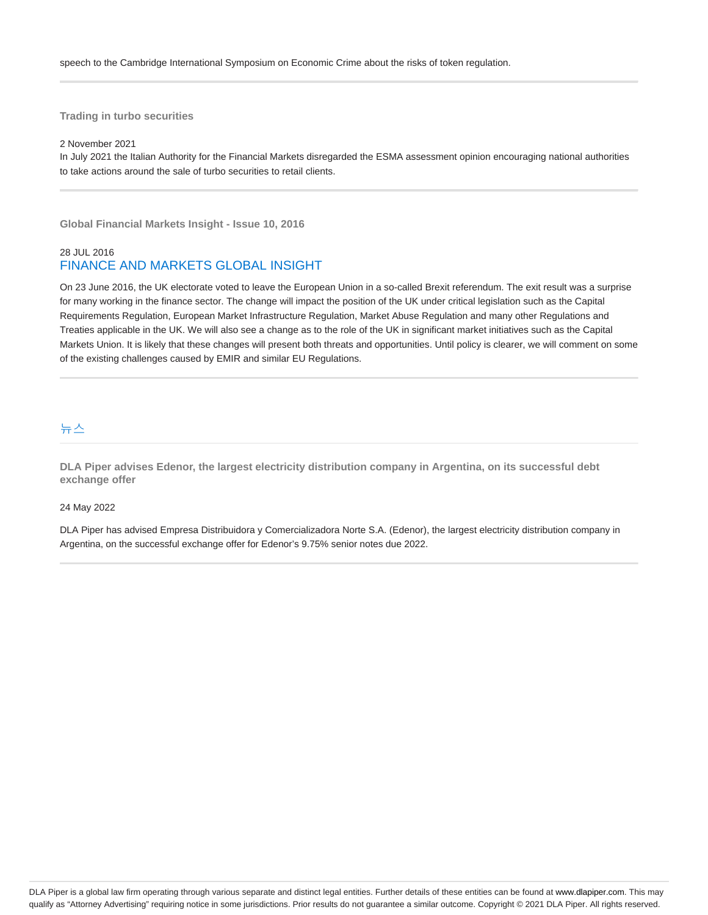speech to the Cambridge International Symposium on Economic Crime about the risks of token regulation.

**Trading in turbo securities**

2 November 2021

In July 2021 the Italian Authority for the Financial Markets disregarded the ESMA assessment opinion encouraging national authorities to take actions around the sale of turbo securities to retail clients.

**Global Financial Markets Insight - Issue 10, 2016**

28 JUL 2016

FINANCE AND MARKETS GLOBAL INSIGHT

On 23 June 2016, the UK electorate voted to leave the European Union in a so-called Brexit referendum. The exit result was a surprise for many working in the finance sector. The change will impact the position of the UK under critical legislation such as the Capital Requirements Regulation, European Market Infrastructure Regulation, Market Abuse Regulation and many other Regulations and Treaties applicable in the UK. We will also see a change as to the role of the UK in significant market initiatives such as the Capital Markets Union. It is likely that these changes will present both threats and opportunities. Until policy is clearer, we will comment on some of the existing challenges caused by EMIR and similar EU Regulations.

## 뉴스

**DLA Piper advises Edenor, the largest electricity distribution company in Argentina, on its successful debt exchange offer**

24 May 2022

DLA Piper has advised Empresa Distribuidora y Comercializadora Norte S.A. (Edenor), the largest electricity distribution company in Argentina, on the successful exchange offer for Edenor's 9.75% senior notes due 2022.